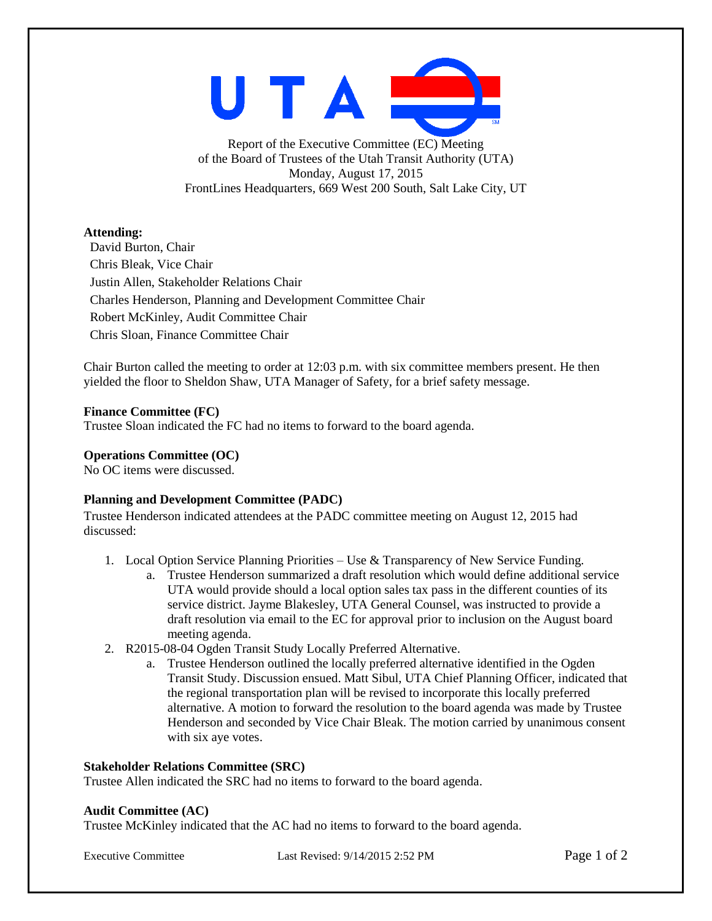Report of the Executive Committee (EC) Meeting
of the Board of Trustees of the Utah Transit Authority (UTA)
Monday, August 17, 2015
FrontLines Headquarters, 669 West 200 South, Salt Lake City, UT

**Attending:**

David Burton, Chair
Chris Bleak, Vice Chair
Justin Allen, Stakeholder Relations Chair
Charles Henderson, Planning and Development Committee Chair
Robert McKinley, Audit Committee Chair
Chris Sloan, Finance Committee Chair

Chair Burton called the meeting to order at 12:03 p.m. with six committee members present. He then yielded the floor to Sheldon Shaw, UTA Manager of Safety, for a brief safety message.

**Finance Committee (FC)**
Trustee Sloan indicated the FC had no items to forward to the board agenda.

**Operations Committee (OC)**
No OC items were discussed.

**Planning and Development Committee (PADC)**
Trustee Henderson indicated attendees at the PADC committee meeting on August 12, 2015 had discussed:

1. Local Option Service Planning Priorities – Use & Transparency of New Service Funding.
   a. Trustee Henderson summarized a draft resolution which would define additional service UTA would provide should a local option sales tax pass in the different counties of its service district. Jayme Blakesley, UTA General Counsel, was instructed to provide a draft resolution via email to the EC for approval prior to inclusion on the August board meeting agenda.
2. R2015-08-04 Ogden Transit Study Locally Preferred Alternative.
   a. Trustee Henderson outlined the locally preferred alternative identified in the Ogden Transit Study. Discussion ensued. Matt Sibul, UTA Chief Planning Officer, indicated that the regional transportation plan will be revised to incorporate this locally preferred alternative. A motion to forward the resolution to the board agenda was made by Trustee Henderson and seconded by Vice Chair Bleak. The motion carried by unanimous consent with six aye votes.

**Stakeholder Relations Committee (SRC)**
Trustee Allen indicated the SRC had no items to forward to the board agenda.

**Audit Committee (AC)**
Trustee McKinley indicated that the AC had no items to forward to the board agenda.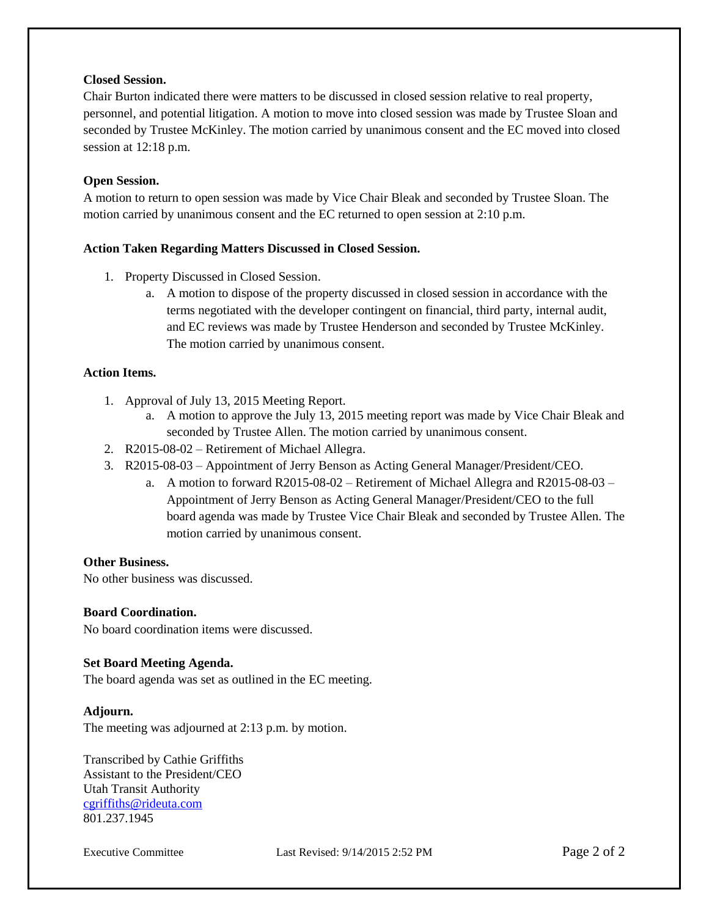**Closed Session.**

Chair Burton indicated there were matters to be discussed in closed session relative to real property, personnel, and potential litigation. A motion to move into closed session was made by Trustee Sloan and seconded by Trustee McKinley. The motion carried by unanimous consent and the EC moved into closed session at 12:18 p.m.

**Open Session.**

A motion to return to open session was made by Vice Chair Bleak and seconded by Trustee Sloan. The motion carried by unanimous consent and the EC returned to open session at 2:10 p.m.

**Action Taken Regarding Matters Discussed in Closed Session.**

1. Property Discussed in Closed Session.
   a. A motion to dispose of the property discussed in closed session in accordance with the terms negotiated with the developer contingent on financial, third party, internal audit, and EC reviews was made by Trustee Henderson and seconded by Trustee McKinley. The motion carried by unanimous consent.

**Action Items.**

1. Approval of July 13, 2015 Meeting Report.
   a. A motion to approve the July 13, 2015 meeting report was made by Vice Chair Bleak and seconded by Trustee Allen. The motion carried by unanimous consent.
2. R2015-08-02 – Retirement of Michael Allegra.
3. R2015-08-03 – Appointment of Jerry Benson as Acting General Manager/President/CEO.
   a. A motion to forward R2015-08-02 – Retirement of Michael Allegra and R2015-08-03 – Appointment of Jerry Benson as Acting General Manager/President/CEO to the full board agenda was made by Trustee Vice Chair Bleak and seconded by Trustee Allen. The motion carried by unanimous consent.

**Other Business.**

No other business was discussed.

**Board Coordination.**

No board coordination items were discussed.

**Set Board Meeting Agenda.**

The board agenda was set as outlined in the EC meeting.

**Adjourn.**

The meeting was adjourned at 2:13 p.m. by motion.

Transcribed by Cathie Griffiths  
Assistant to the President/CEO  
Utah Transit Authority  
cgriffiths@rideuta.com  
801.237.1945